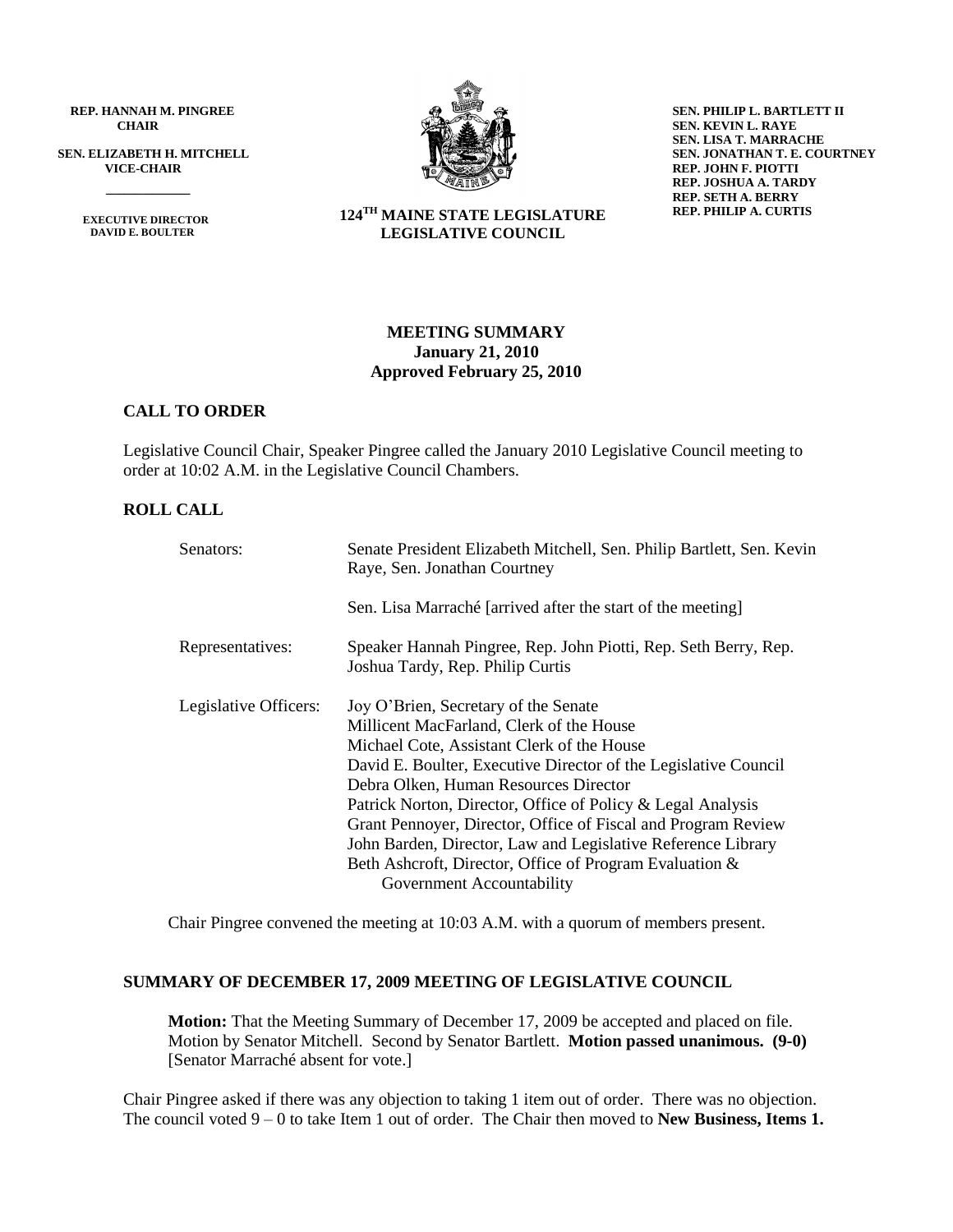**REP. HANNAH M. PINGREE**
**CHAIR**

**SEN. ELIZABETH H. MITCHELL**
**VICE-CHAIR**

**EXECUTIVE DIRECTOR**
**DAVID E. BOULTER**

**124TH MAINE STATE LEGISLATURE**
**LEGISLATIVE COUNCIL**

**SEN. PHILIP L. BARTLETT II**
**SEN. KEVIN L. RAYE**
**SEN. LISA T. MARRACHE**
**SEN. JONATHAN T. E. COURTNEY**
**REP. JOHN F. PIOTTI**
**REP. JOSHUA A. TARDY**
**REP. SETH A. BERRY**
**REP. PHILIP A. CURTIS**

**MEETING SUMMARY**
**January 21, 2010**
**Approved February 25, 2010**

## CALL TO ORDER

Legislative Council Chair, Speaker Pingree called the January 2010 Legislative Council meeting to order at 10:02 A.M. in the Legislative Council Chambers.

## ROLL CALL

| | |
|---|---|
| Senators: | Senate President Elizabeth Mitchell, Sen. Philip Bartlett, Sen. Kevin Raye, Sen. Jonathan Courtney |
| | Sen. Lisa Marraché [arrived after the start of the meeting] |
| Representatives: | Speaker Hannah Pingree, Rep. John Piotti, Rep. Seth Berry, Rep. Joshua Tardy, Rep. Philip Curtis |
| Legislative Officers: | Joy O'Brien, Secretary of the Senate<br>Millicent MacFarland, Clerk of the House<br>Michael Cote, Assistant Clerk of the House<br>David E. Boulter, Executive Director of the Legislative Council<br>Debra Olken, Human Resources Director<br>Patrick Norton, Director, Office of Policy & Legal Analysis<br>Grant Pennoyer, Director, Office of Fiscal and Program Review<br>John Barden, Director, Law and Legislative Reference Library<br>Beth Ashcroft, Director, Office of Program Evaluation & Government Accountability |

Chair Pingree convened the meeting at 10:03 A.M. with a quorum of members present.

## SUMMARY OF DECEMBER 17, 2009 MEETING OF LEGISLATIVE COUNCIL

**Motion:** That the Meeting Summary of December 17, 2009 be accepted and placed on file. Motion by Senator Mitchell. Second by Senator Bartlett. **Motion passed unanimous. (9-0)** [Senator Marraché absent for vote.]

Chair Pingree asked if there was any objection to taking 1 item out of order. There was no objection. The council voted 9 – 0 to take Item 1 out of order. The Chair then moved to **New Business, Items 1.**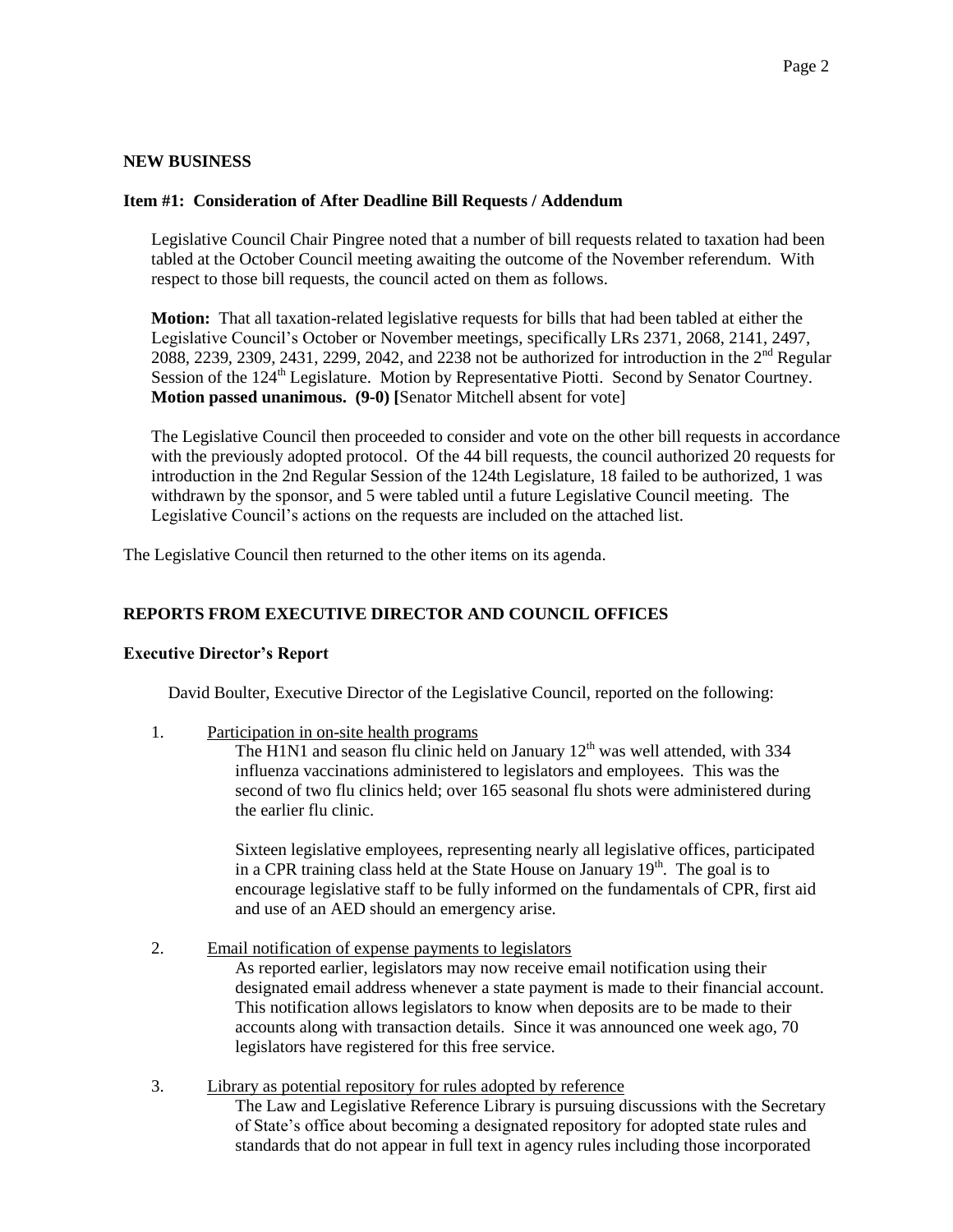## NEW BUSINESS

### Item #1: Consideration of After Deadline Bill Requests / Addendum

Legislative Council Chair Pingree noted that a number of bill requests related to taxation had been tabled at the October Council meeting awaiting the outcome of the November referendum. With respect to those bill requests, the council acted on them as follows.

**Motion:** That all taxation-related legislative requests for bills that had been tabled at either the Legislative Council's October or November meetings, specifically LRs 2371, 2068, 2141, 2497, 2088, 2239, 2309, 2431, 2299, 2042, and 2238 not be authorized for introduction in the 2nd Regular Session of the 124th Legislature. Motion by Representative Piotti. Second by Senator Courtney. **Motion passed unanimous. (9-0) [**Senator Mitchell absent for vote]

The Legislative Council then proceeded to consider and vote on the other bill requests in accordance with the previously adopted protocol. Of the 44 bill requests, the council authorized 20 requests for introduction in the 2nd Regular Session of the 124th Legislature, 18 failed to be authorized, 1 was withdrawn by the sponsor, and 5 were tabled until a future Legislative Council meeting. The Legislative Council's actions on the requests are included on the attached list.

The Legislative Council then returned to the other items on its agenda.

## REPORTS FROM EXECUTIVE DIRECTOR AND COUNCIL OFFICES

### Executive Director's Report

David Boulter, Executive Director of the Legislative Council, reported on the following:

1. Participation in on-site health programs

   The H1N1 and season flu clinic held on January 12th was well attended, with 334 influenza vaccinations administered to legislators and employees. This was the second of two flu clinics held; over 165 seasonal flu shots were administered during the earlier flu clinic.

   Sixteen legislative employees, representing nearly all legislative offices, participated in a CPR training class held at the State House on January 19th. The goal is to encourage legislative staff to be fully informed on the fundamentals of CPR, first aid and use of an AED should an emergency arise.

2. Email notification of expense payments to legislators

   As reported earlier, legislators may now receive email notification using their designated email address whenever a state payment is made to their financial account. This notification allows legislators to know when deposits are to be made to their accounts along with transaction details. Since it was announced one week ago, 70 legislators have registered for this free service.

3. Library as potential repository for rules adopted by reference

   The Law and Legislative Reference Library is pursuing discussions with the Secretary of State's office about becoming a designated repository for adopted state rules and standards that do not appear in full text in agency rules including those incorporated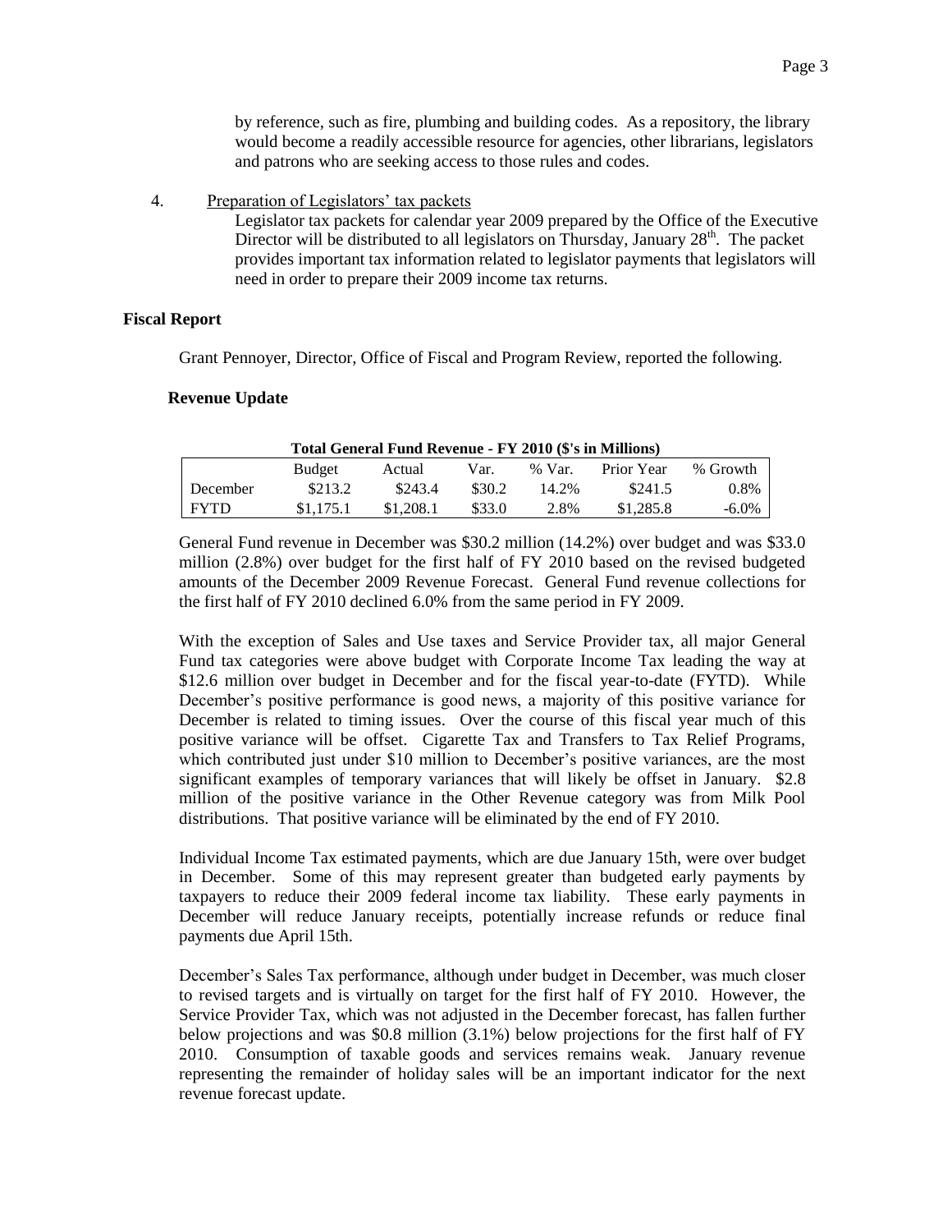by reference, such as fire, plumbing and building codes. As a repository, the library would become a readily accessible resource for agencies, other librarians, legislators and patrons who are seeking access to those rules and codes.

4. Preparation of Legislators' tax packets

   Legislator tax packets for calendar year 2009 prepared by the Office of the Executive Director will be distributed to all legislators on Thursday, January 28th. The packet provides important tax information related to legislator payments that legislators will need in order to prepare their 2009 income tax returns.

**Fiscal Report**

Grant Pennoyer, Director, Office of Fiscal and Program Review, reported the following.

**Revenue Update**

**Total General Fund Revenue - FY 2010 ($'s in Millions)**

| | Budget | Actual | Var. | % Var. | Prior Year | % Growth |
|---|---|---|---|---|---|---|
| December | $213.2 | $243.4 | $30.2 | 14.2% | $241.5 | 0.8% |
| FYTD | $1,175.1 | $1,208.1 | $33.0 | 2.8% | $1,285.8 | -6.0% |

General Fund revenue in December was $30.2 million (14.2%) over budget and was $33.0 million (2.8%) over budget for the first half of FY 2010 based on the revised budgeted amounts of the December 2009 Revenue Forecast. General Fund revenue collections for the first half of FY 2010 declined 6.0% from the same period in FY 2009.

With the exception of Sales and Use taxes and Service Provider tax, all major General Fund tax categories were above budget with Corporate Income Tax leading the way at $12.6 million over budget in December and for the fiscal year-to-date (FYTD). While December's positive performance is good news, a majority of this positive variance for December is related to timing issues. Over the course of this fiscal year much of this positive variance will be offset. Cigarette Tax and Transfers to Tax Relief Programs, which contributed just under $10 million to December's positive variances, are the most significant examples of temporary variances that will likely be offset in January. $2.8 million of the positive variance in the Other Revenue category was from Milk Pool distributions. That positive variance will be eliminated by the end of FY 2010.

Individual Income Tax estimated payments, which are due January 15th, were over budget in December. Some of this may represent greater than budgeted early payments by taxpayers to reduce their 2009 federal income tax liability. These early payments in December will reduce January receipts, potentially increase refunds or reduce final payments due April 15th.

December's Sales Tax performance, although under budget in December, was much closer to revised targets and is virtually on target for the first half of FY 2010. However, the Service Provider Tax, which was not adjusted in the December forecast, has fallen further below projections and was $0.8 million (3.1%) below projections for the first half of FY 2010. Consumption of taxable goods and services remains weak. January revenue representing the remainder of holiday sales will be an important indicator for the next revenue forecast update.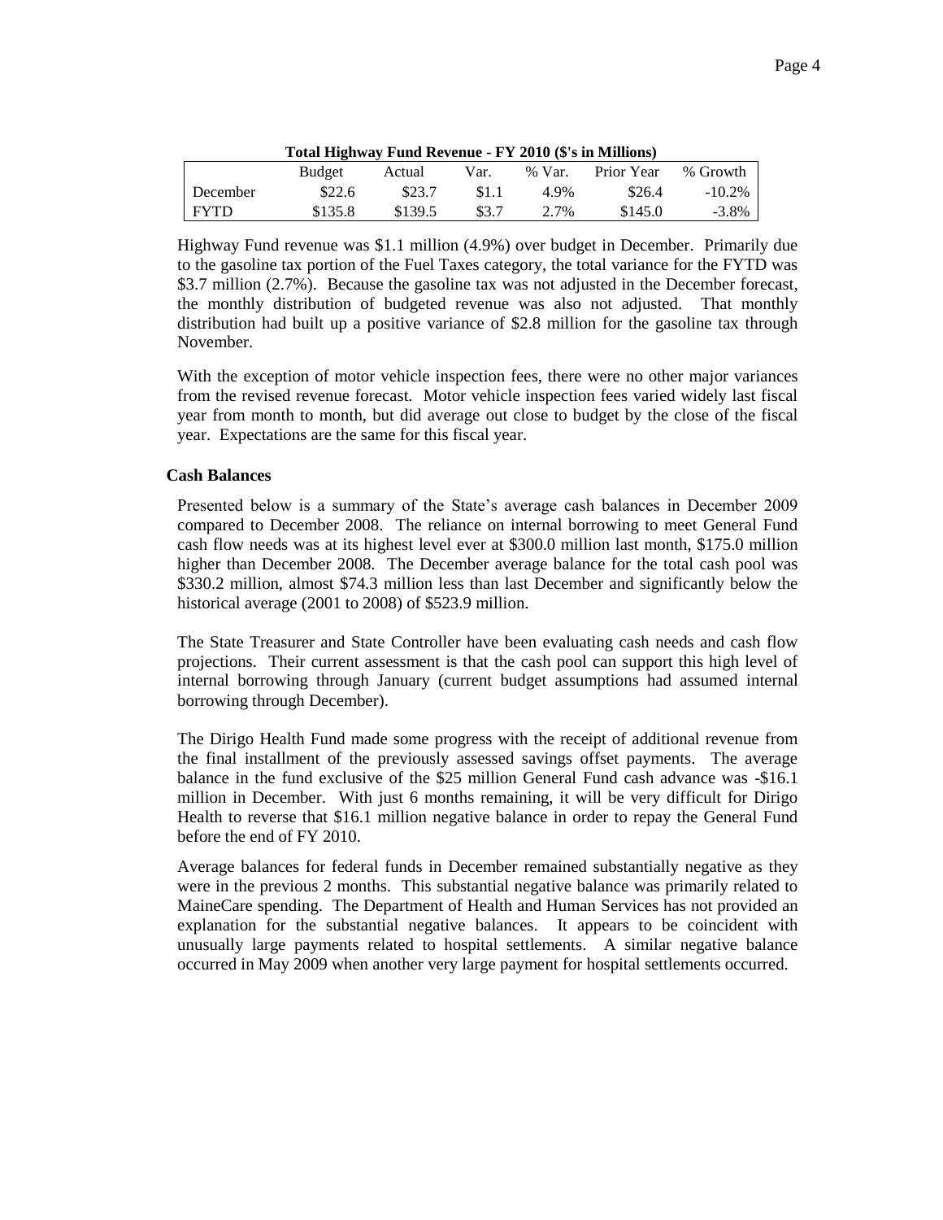**Total Highway Fund Revenue - FY 2010 ($'s in Millions)**

| | Budget | Actual | Var. | % Var. | Prior Year | % Growth |
|---|---|---|---|---|---|---|
| December | $22.6 | $23.7 | $1.1 | 4.9% | $26.4 | -10.2% |
| FYTD | $135.8 | $139.5 | $3.7 | 2.7% | $145.0 | -3.8% |

Highway Fund revenue was $1.1 million (4.9%) over budget in December. Primarily due to the gasoline tax portion of the Fuel Taxes category, the total variance for the FYTD was $3.7 million (2.7%). Because the gasoline tax was not adjusted in the December forecast, the monthly distribution of budgeted revenue was also not adjusted. That monthly distribution had built up a positive variance of $2.8 million for the gasoline tax through November.

With the exception of motor vehicle inspection fees, there were no other major variances from the revised revenue forecast. Motor vehicle inspection fees varied widely last fiscal year from month to month, but did average out close to budget by the close of the fiscal year. Expectations are the same for this fiscal year.

**Cash Balances**

Presented below is a summary of the State's average cash balances in December 2009 compared to December 2008. The reliance on internal borrowing to meet General Fund cash flow needs was at its highest level ever at $300.0 million last month, $175.0 million higher than December 2008. The December average balance for the total cash pool was $330.2 million, almost $74.3 million less than last December and significantly below the historical average (2001 to 2008) of $523.9 million.

The State Treasurer and State Controller have been evaluating cash needs and cash flow projections. Their current assessment is that the cash pool can support this high level of internal borrowing through January (current budget assumptions had assumed internal borrowing through December).

The Dirigo Health Fund made some progress with the receipt of additional revenue from the final installment of the previously assessed savings offset payments. The average balance in the fund exclusive of the $25 million General Fund cash advance was -$16.1 million in December. With just 6 months remaining, it will be very difficult for Dirigo Health to reverse that $16.1 million negative balance in order to repay the General Fund before the end of FY 2010.

Average balances for federal funds in December remained substantially negative as they were in the previous 2 months. This substantial negative balance was primarily related to MaineCare spending. The Department of Health and Human Services has not provided an explanation for the substantial negative balances. It appears to be coincident with unusually large payments related to hospital settlements. A similar negative balance occurred in May 2009 when another very large payment for hospital settlements occurred.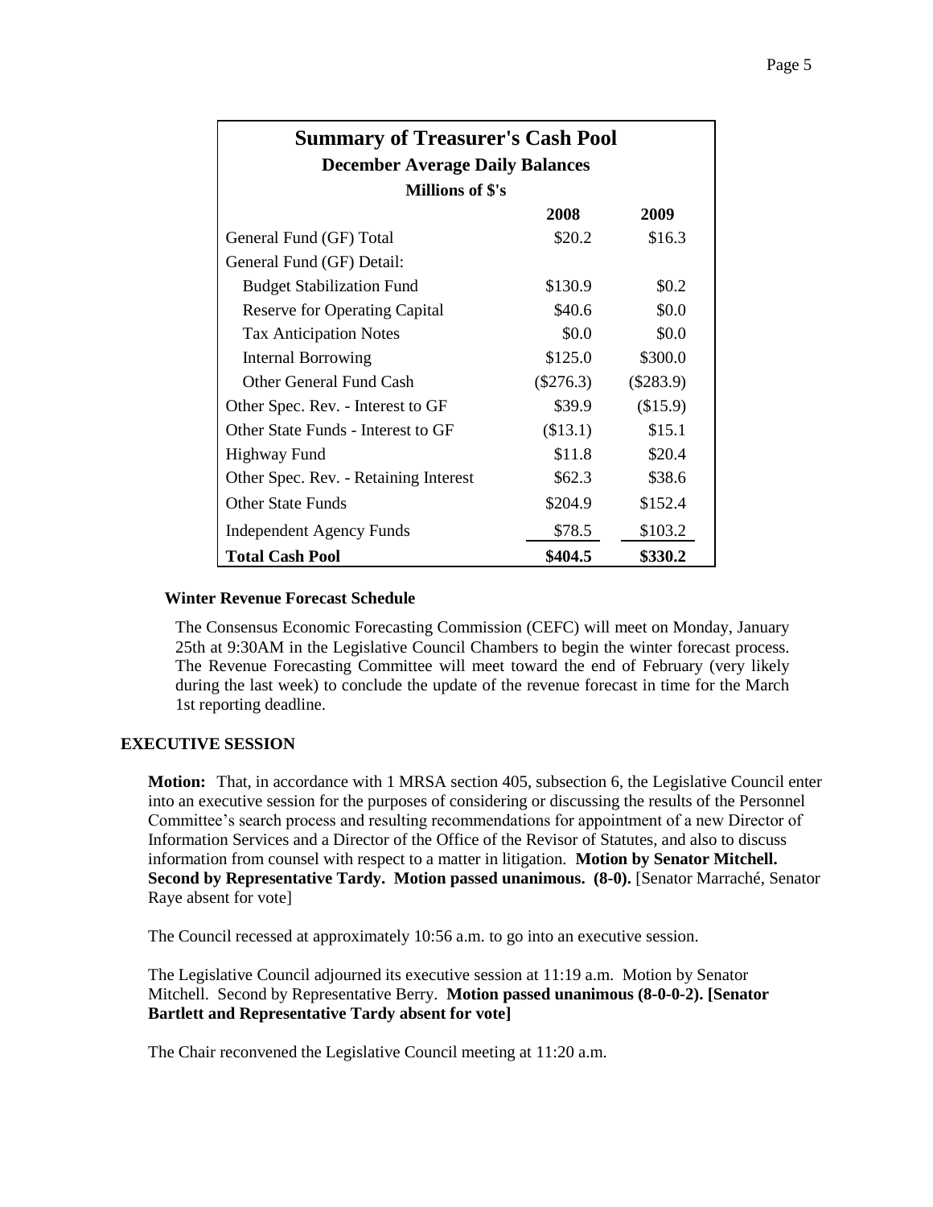| Summary of Treasurer's Cash Pool | | |
|---|---|---|
| December Average Daily Balances | | |
| Millions of $'s | | |
| | 2008 | 2009 |
| General Fund (GF) Total | $20.2 | $16.3 |
| General Fund (GF) Detail: | | |
| Budget Stabilization Fund | $130.9 | $0.2 |
| Reserve for Operating Capital | $40.6 | $0.0 |
| Tax Anticipation Notes | $0.0 | $0.0 |
| Internal Borrowing | $125.0 | $300.0 |
| Other General Fund Cash | ($276.3) | ($283.9) |
| Other Spec. Rev. - Interest to GF | $39.9 | ($15.9) |
| Other State Funds - Interest to GF | ($13.1) | $15.1 |
| Highway Fund | $11.8 | $20.4 |
| Other Spec. Rev. - Retaining Interest | $62.3 | $38.6 |
| Other State Funds | $204.9 | $152.4 |
| Independent Agency Funds | $78.5 | $103.2 |
| **Total Cash Pool** | **$404.5** | **$330.2** |

**Winter Revenue Forecast Schedule**

The Consensus Economic Forecasting Commission (CEFC) will meet on Monday, January 25th at 9:30AM in the Legislative Council Chambers to begin the winter forecast process. The Revenue Forecasting Committee will meet toward the end of February (very likely during the last week) to conclude the update of the revenue forecast in time for the March 1st reporting deadline.

## EXECUTIVE SESSION

**Motion:** That, in accordance with 1 MRSA section 405, subsection 6, the Legislative Council enter into an executive session for the purposes of considering or discussing the results of the Personnel Committee's search process and resulting recommendations for appointment of a new Director of Information Services and a Director of the Office of the Revisor of Statutes, and also to discuss information from counsel with respect to a matter in litigation. **Motion by Senator Mitchell. Second by Representative Tardy. Motion passed unanimous. (8-0).** [Senator Marraché, Senator Raye absent for vote]

The Council recessed at approximately 10:56 a.m. to go into an executive session.

The Legislative Council adjourned its executive session at 11:19 a.m. Motion by Senator Mitchell. Second by Representative Berry. **Motion passed unanimous (8-0-0-2). [Senator Bartlett and Representative Tardy absent for vote]**

The Chair reconvened the Legislative Council meeting at 11:20 a.m.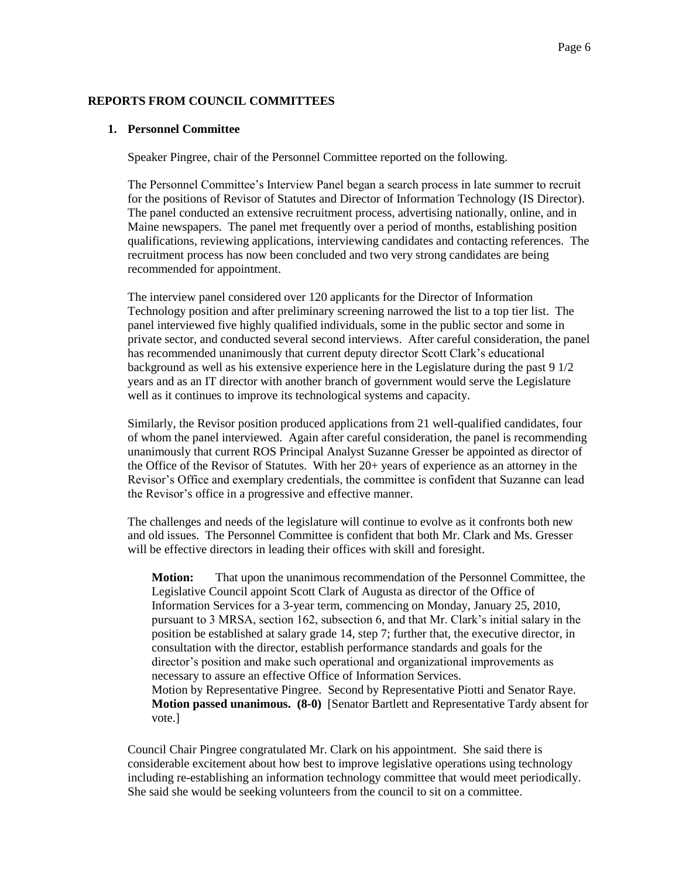## REPORTS FROM COUNCIL COMMITTEES

### 1. Personnel Committee

Speaker Pingree, chair of the Personnel Committee reported on the following.

The Personnel Committee's Interview Panel began a search process in late summer to recruit for the positions of Revisor of Statutes and Director of Information Technology (IS Director). The panel conducted an extensive recruitment process, advertising nationally, online, and in Maine newspapers. The panel met frequently over a period of months, establishing position qualifications, reviewing applications, interviewing candidates and contacting references. The recruitment process has now been concluded and two very strong candidates are being recommended for appointment.

The interview panel considered over 120 applicants for the Director of Information Technology position and after preliminary screening narrowed the list to a top tier list. The panel interviewed five highly qualified individuals, some in the public sector and some in private sector, and conducted several second interviews. After careful consideration, the panel has recommended unanimously that current deputy director Scott Clark's educational background as well as his extensive experience here in the Legislature during the past 9 1/2 years and as an IT director with another branch of government would serve the Legislature well as it continues to improve its technological systems and capacity.

Similarly, the Revisor position produced applications from 21 well-qualified candidates, four of whom the panel interviewed. Again after careful consideration, the panel is recommending unanimously that current ROS Principal Analyst Suzanne Gresser be appointed as director of the Office of the Revisor of Statutes. With her 20+ years of experience as an attorney in the Revisor's Office and exemplary credentials, the committee is confident that Suzanne can lead the Revisor's office in a progressive and effective manner.

The challenges and needs of the legislature will continue to evolve as it confronts both new and old issues. The Personnel Committee is confident that both Mr. Clark and Ms. Gresser will be effective directors in leading their offices with skill and foresight.

> **Motion:** That upon the unanimous recommendation of the Personnel Committee, the Legislative Council appoint Scott Clark of Augusta as director of the Office of Information Services for a 3-year term, commencing on Monday, January 25, 2010, pursuant to 3 MRSA, section 162, subsection 6, and that Mr. Clark's initial salary in the position be established at salary grade 14, step 7; further that, the executive director, in consultation with the director, establish performance standards and goals for the director's position and make such operational and organizational improvements as necessary to assure an effective Office of Information Services.
> Motion by Representative Pingree. Second by Representative Piotti and Senator Raye.
> **Motion passed unanimous. (8-0)** [Senator Bartlett and Representative Tardy absent for vote.]

Council Chair Pingree congratulated Mr. Clark on his appointment. She said there is considerable excitement about how best to improve legislative operations using technology including re-establishing an information technology committee that would meet periodically. She said she would be seeking volunteers from the council to sit on a committee.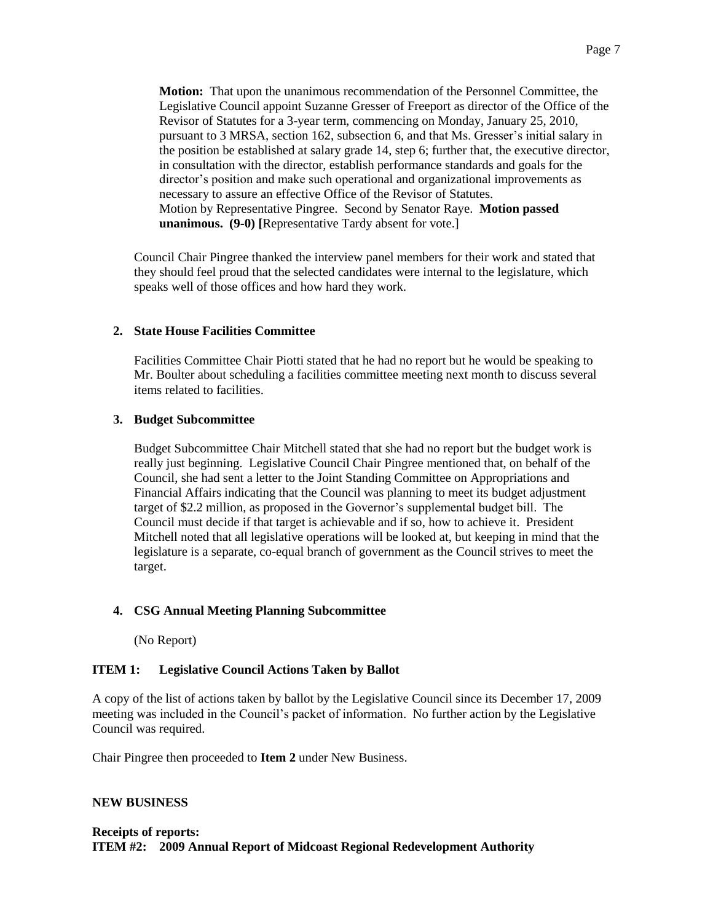**Motion:** That upon the unanimous recommendation of the Personnel Committee, the Legislative Council appoint Suzanne Gresser of Freeport as director of the Office of the Revisor of Statutes for a 3-year term, commencing on Monday, January 25, 2010, pursuant to 3 MRSA, section 162, subsection 6, and that Ms. Gresser's initial salary in the position be established at salary grade 14, step 6; further that, the executive director, in consultation with the director, establish performance standards and goals for the director's position and make such operational and organizational improvements as necessary to assure an effective Office of the Revisor of Statutes.
Motion by Representative Pingree. Second by Senator Raye. **Motion passed unanimous. (9-0) [**Representative Tardy absent for vote.]

Council Chair Pingree thanked the interview panel members for their work and stated that they should feel proud that the selected candidates were internal to the legislature, which speaks well of those offices and how hard they work.

**2. State House Facilities Committee**

Facilities Committee Chair Piotti stated that he had no report but he would be speaking to Mr. Boulter about scheduling a facilities committee meeting next month to discuss several items related to facilities.

**3. Budget Subcommittee**

Budget Subcommittee Chair Mitchell stated that she had no report but the budget work is really just beginning. Legislative Council Chair Pingree mentioned that, on behalf of the Council, she had sent a letter to the Joint Standing Committee on Appropriations and Financial Affairs indicating that the Council was planning to meet its budget adjustment target of $2.2 million, as proposed in the Governor's supplemental budget bill. The Council must decide if that target is achievable and if so, how to achieve it. President Mitchell noted that all legislative operations will be looked at, but keeping in mind that the legislature is a separate, co-equal branch of government as the Council strives to meet the target.

**4. CSG Annual Meeting Planning Subcommittee**

(No Report)

**ITEM 1: Legislative Council Actions Taken by Ballot**

A copy of the list of actions taken by ballot by the Legislative Council since its December 17, 2009 meeting was included in the Council's packet of information. No further action by the Legislative Council was required.

Chair Pingree then proceeded to **Item 2** under New Business.

**NEW BUSINESS**

**Receipts of reports:**
**ITEM #2: 2009 Annual Report of Midcoast Regional Redevelopment Authority**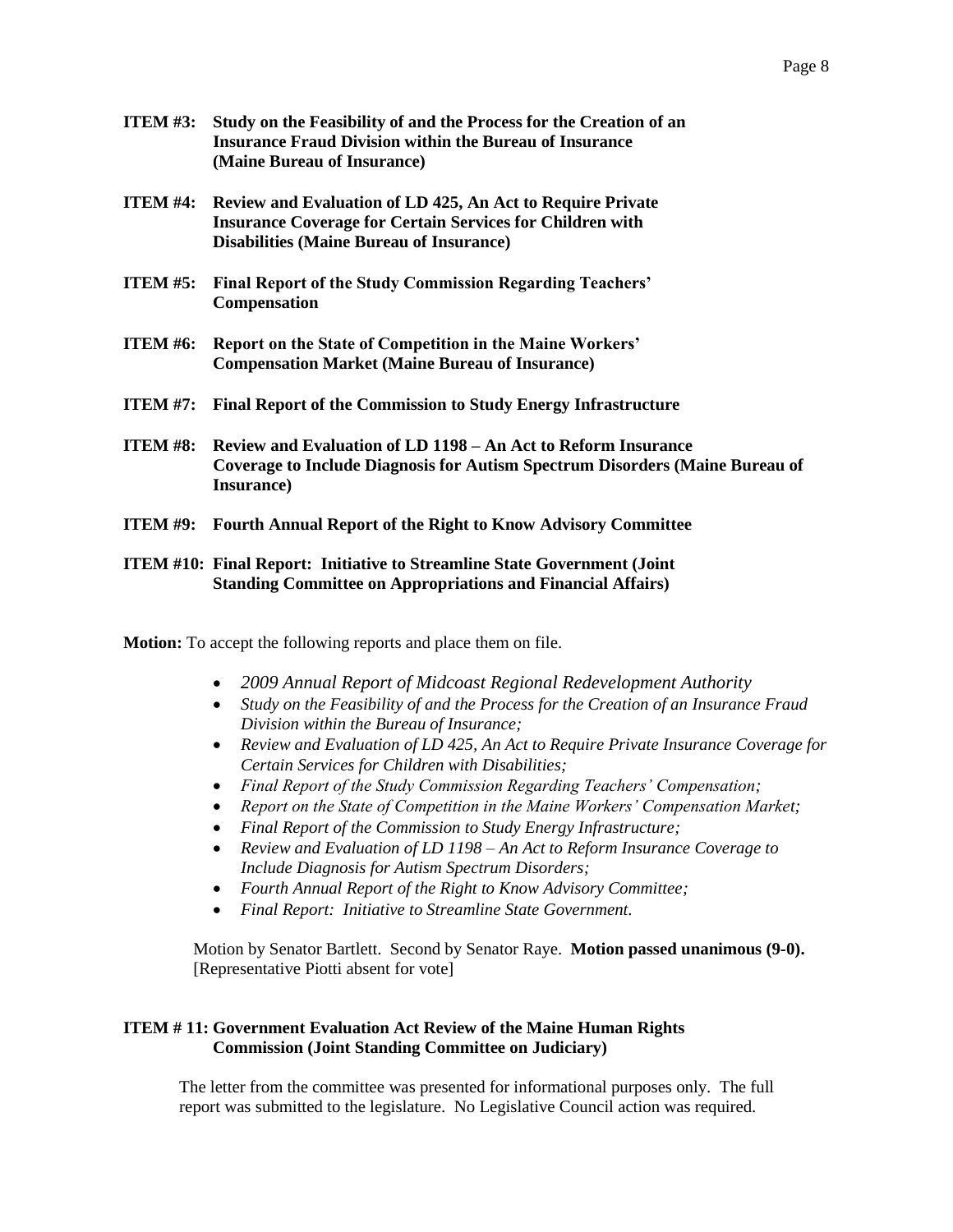**ITEM #3: Study on the Feasibility of and the Process for the Creation of an Insurance Fraud Division within the Bureau of Insurance (Maine Bureau of Insurance)**

**ITEM #4: Review and Evaluation of LD 425, An Act to Require Private Insurance Coverage for Certain Services for Children with Disabilities (Maine Bureau of Insurance)**

**ITEM #5: Final Report of the Study Commission Regarding Teachers' Compensation**

**ITEM #6: Report on the State of Competition in the Maine Workers' Compensation Market (Maine Bureau of Insurance)**

**ITEM #7: Final Report of the Commission to Study Energy Infrastructure**

**ITEM #8: Review and Evaluation of LD 1198 – An Act to Reform Insurance Coverage to Include Diagnosis for Autism Spectrum Disorders (Maine Bureau of Insurance)**

**ITEM #9: Fourth Annual Report of the Right to Know Advisory Committee**

**ITEM #10: Final Report: Initiative to Streamline State Government (Joint Standing Committee on Appropriations and Financial Affairs)**

**Motion:** To accept the following reports and place them on file.

- *2009 Annual Report of Midcoast Regional Redevelopment Authority*
- *Study on the Feasibility of and the Process for the Creation of an Insurance Fraud Division within the Bureau of Insurance;*
- *Review and Evaluation of LD 425, An Act to Require Private Insurance Coverage for Certain Services for Children with Disabilities;*
- *Final Report of the Study Commission Regarding Teachers' Compensation;*
- *Report on the State of Competition in the Maine Workers' Compensation Market;*
- *Final Report of the Commission to Study Energy Infrastructure;*
- *Review and Evaluation of LD 1198 – An Act to Reform Insurance Coverage to Include Diagnosis for Autism Spectrum Disorders;*
- *Fourth Annual Report of the Right to Know Advisory Committee;*
- *Final Report: Initiative to Streamline State Government.*

Motion by Senator Bartlett. Second by Senator Raye. **Motion passed unanimous (9-0).** [Representative Piotti absent for vote]

**ITEM # 11: Government Evaluation Act Review of the Maine Human Rights Commission (Joint Standing Committee on Judiciary)**

The letter from the committee was presented for informational purposes only. The full report was submitted to the legislature. No Legislative Council action was required.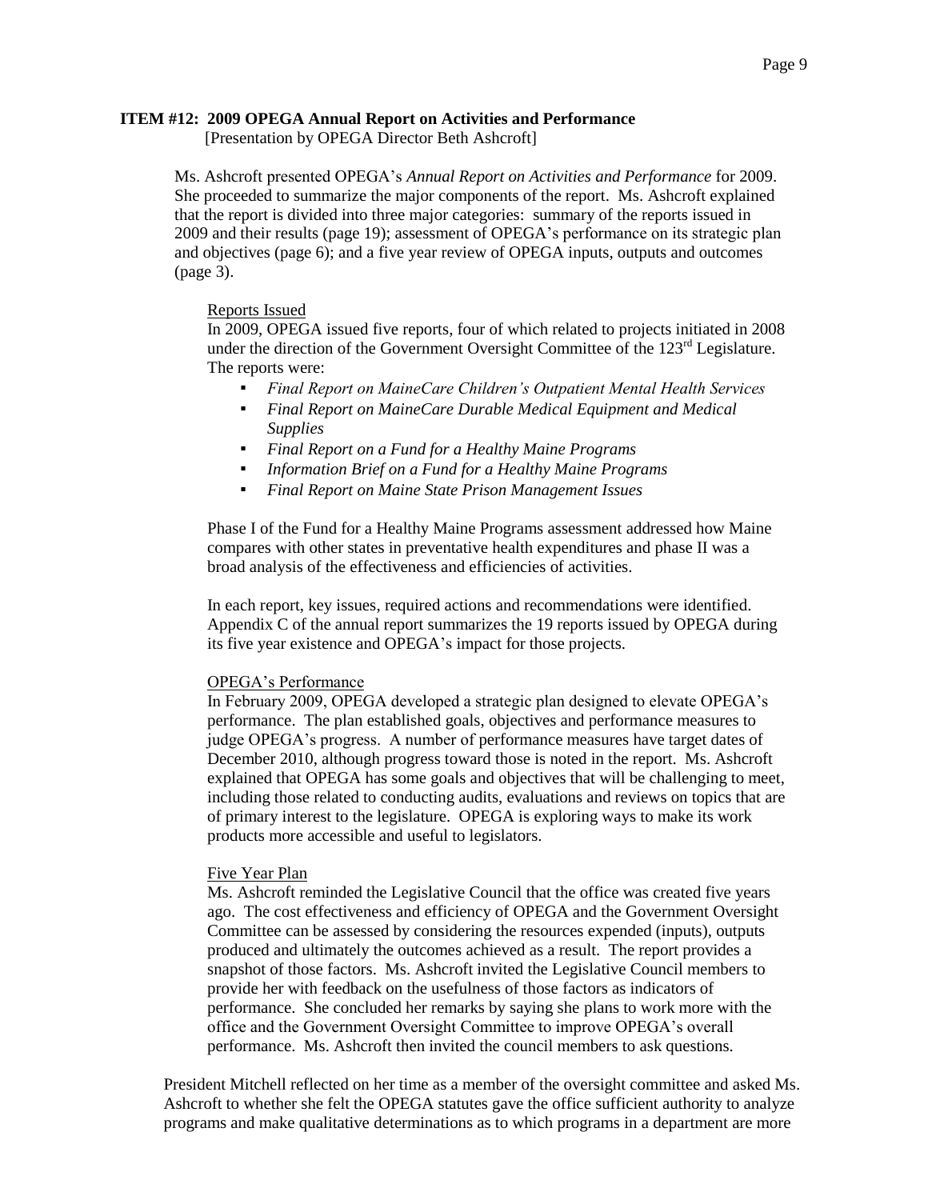**ITEM #12: 2009 OPEGA Annual Report on Activities and Performance**
[Presentation by OPEGA Director Beth Ashcroft]

Ms. Ashcroft presented OPEGA's *Annual Report on Activities and Performance* for 2009. She proceeded to summarize the major components of the report. Ms. Ashcroft explained that the report is divided into three major categories: summary of the reports issued in 2009 and their results (page 19); assessment of OPEGA's performance on its strategic plan and objectives (page 6); and a five year review of OPEGA inputs, outputs and outcomes (page 3).

Reports Issued

In 2009, OPEGA issued five reports, four of which related to projects initiated in 2008 under the direction of the Government Oversight Committee of the 123rd Legislature. The reports were:

- *Final Report on MaineCare Children's Outpatient Mental Health Services*
- *Final Report on MaineCare Durable Medical Equipment and Medical Supplies*
- *Final Report on a Fund for a Healthy Maine Programs*
- *Information Brief on a Fund for a Healthy Maine Programs*
- *Final Report on Maine State Prison Management Issues*

Phase I of the Fund for a Healthy Maine Programs assessment addressed how Maine compares with other states in preventative health expenditures and phase II was a broad analysis of the effectiveness and efficiencies of activities.

In each report, key issues, required actions and recommendations were identified. Appendix C of the annual report summarizes the 19 reports issued by OPEGA during its five year existence and OPEGA's impact for those projects.

OPEGA's Performance

In February 2009, OPEGA developed a strategic plan designed to elevate OPEGA's performance. The plan established goals, objectives and performance measures to judge OPEGA's progress. A number of performance measures have target dates of December 2010, although progress toward those is noted in the report. Ms. Ashcroft explained that OPEGA has some goals and objectives that will be challenging to meet, including those related to conducting audits, evaluations and reviews on topics that are of primary interest to the legislature. OPEGA is exploring ways to make its work products more accessible and useful to legislators.

Five Year Plan

Ms. Ashcroft reminded the Legislative Council that the office was created five years ago. The cost effectiveness and efficiency of OPEGA and the Government Oversight Committee can be assessed by considering the resources expended (inputs), outputs produced and ultimately the outcomes achieved as a result. The report provides a snapshot of those factors. Ms. Ashcroft invited the Legislative Council members to provide her with feedback on the usefulness of those factors as indicators of performance. She concluded her remarks by saying she plans to work more with the office and the Government Oversight Committee to improve OPEGA's overall performance. Ms. Ashcroft then invited the council members to ask questions.

President Mitchell reflected on her time as a member of the oversight committee and asked Ms. Ashcroft to whether she felt the OPEGA statutes gave the office sufficient authority to analyze programs and make qualitative determinations as to which programs in a department are more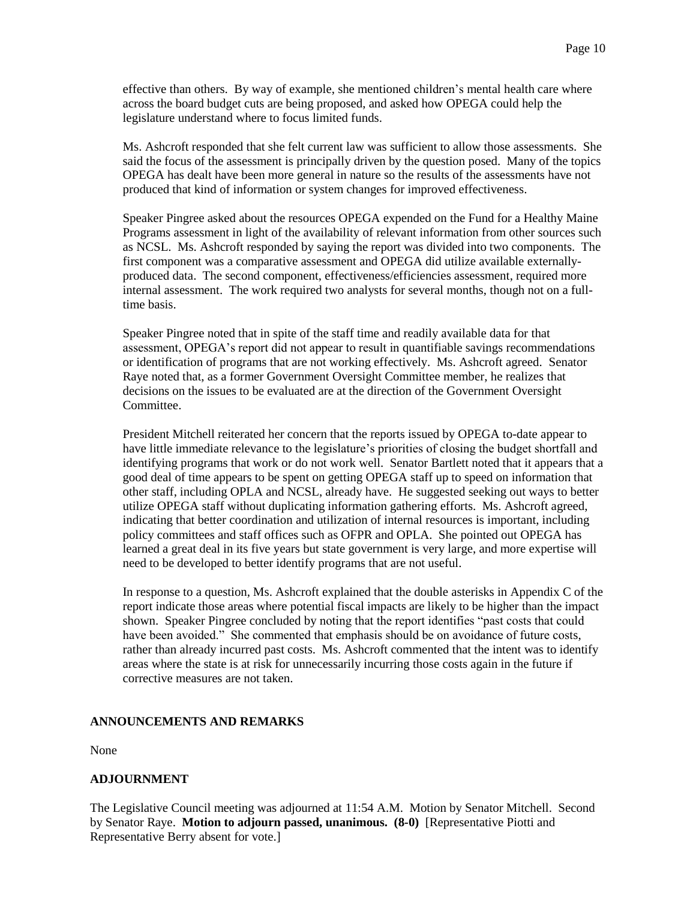effective than others. By way of example, she mentioned children's mental health care where across the board budget cuts are being proposed, and asked how OPEGA could help the legislature understand where to focus limited funds.

Ms. Ashcroft responded that she felt current law was sufficient to allow those assessments. She said the focus of the assessment is principally driven by the question posed. Many of the topics OPEGA has dealt have been more general in nature so the results of the assessments have not produced that kind of information or system changes for improved effectiveness.

Speaker Pingree asked about the resources OPEGA expended on the Fund for a Healthy Maine Programs assessment in light of the availability of relevant information from other sources such as NCSL. Ms. Ashcroft responded by saying the report was divided into two components. The first component was a comparative assessment and OPEGA did utilize available externally-produced data. The second component, effectiveness/efficiencies assessment, required more internal assessment. The work required two analysts for several months, though not on a full-time basis.

Speaker Pingree noted that in spite of the staff time and readily available data for that assessment, OPEGA's report did not appear to result in quantifiable savings recommendations or identification of programs that are not working effectively. Ms. Ashcroft agreed. Senator Raye noted that, as a former Government Oversight Committee member, he realizes that decisions on the issues to be evaluated are at the direction of the Government Oversight Committee.

President Mitchell reiterated her concern that the reports issued by OPEGA to-date appear to have little immediate relevance to the legislature's priorities of closing the budget shortfall and identifying programs that work or do not work well. Senator Bartlett noted that it appears that a good deal of time appears to be spent on getting OPEGA staff up to speed on information that other staff, including OPLA and NCSL, already have. He suggested seeking out ways to better utilize OPEGA staff without duplicating information gathering efforts. Ms. Ashcroft agreed, indicating that better coordination and utilization of internal resources is important, including policy committees and staff offices such as OFPR and OPLA. She pointed out OPEGA has learned a great deal in its five years but state government is very large, and more expertise will need to be developed to better identify programs that are not useful.

In response to a question, Ms. Ashcroft explained that the double asterisks in Appendix C of the report indicate those areas where potential fiscal impacts are likely to be higher than the impact shown. Speaker Pingree concluded by noting that the report identifies "past costs that could have been avoided." She commented that emphasis should be on avoidance of future costs, rather than already incurred past costs. Ms. Ashcroft commented that the intent was to identify areas where the state is at risk for unnecessarily incurring those costs again in the future if corrective measures are not taken.

## ANNOUNCEMENTS AND REMARKS

None

## ADJOURNMENT

The Legislative Council meeting was adjourned at 11:54 A.M. Motion by Senator Mitchell. Second by Senator Raye. **Motion to adjourn passed, unanimous. (8-0)** [Representative Piotti and Representative Berry absent for vote.]